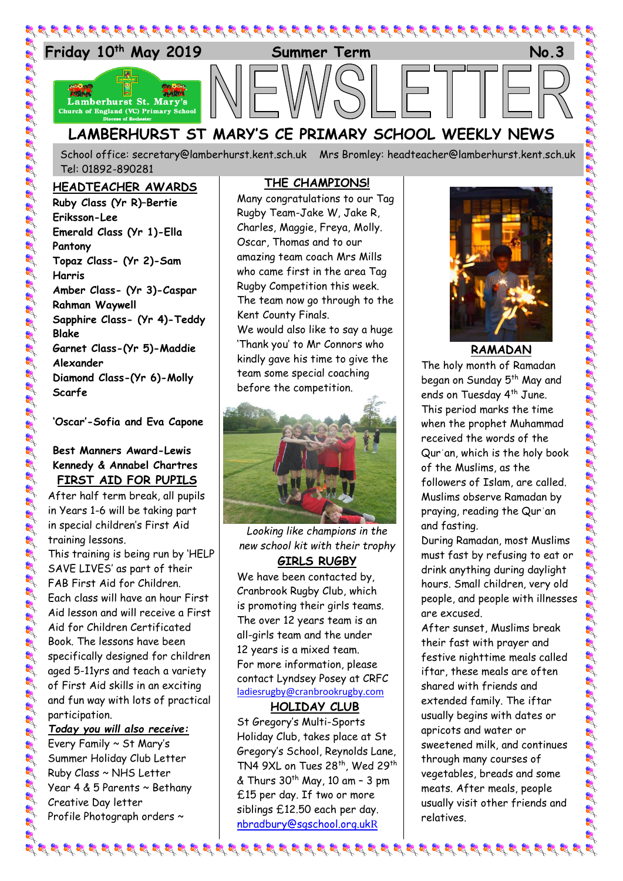Friday 10th May 2019 **Summer Term** **No.3**

# NEWSLETTER

## LAMBERHURST ST MARY'S CE PRIMARY SCHOOL WEEKLY NEWS

School office: secretary@lamberhurst.kent.sch.uk Mrs Bromley: headteacher@lamberhurst.kent.sch.uk Tel: 01892-890281

### HEADTEACHER AWARDS

**Ruby Class (Yr R)–Bertie Eriksson-Lee**
**Emerald Class (Yr 1)-Ella Pantony**
**Topaz Class- (Yr 2)-Sam Harris**
**Amber Class- (Yr 3)-Caspar Rahman Waywell**
**Sapphire Class- (Yr 4)-Teddy Blake**
**Garnet Class-(Yr 5)-Maddie Alexander**
**Diamond Class-(Yr 6)-Molly Scarfe**

**'Oscar'-Sofia and Eva Capone**

**Best Manners Award-Lewis Kennedy & Annabel Chartres**

### FIRST AID FOR PUPILS

After half term break, all pupils in Years 1-6 will be taking part in special children's First Aid training lessons.

This training is being run by 'HELP SAVE LIVES' as part of their FAB First Aid for Children. Each class will have an hour First Aid lesson and will receive a First Aid for Children Certificated Book. The lessons have been specifically designed for children aged 5-11yrs and teach a variety of First Aid skills in an exciting and fun way with lots of practical participation.

***Today you will also receive:***

Every Family ~ St Mary's Summer Holiday Club Letter
Ruby Class ~ NHS Letter
Year 4 & 5 Parents ~ Bethany Creative Day letter
Profile Photograph orders ~

### THE CHAMPIONS!

Many congratulations to our Tag Rugby Team-Jake W, Jake R, Charles, Maggie, Freya, Molly. Oscar, Thomas and to our amazing team coach Mrs Mills who came first in the area Tag Rugby Competition this week. The team now go through to the Kent County Finals.

We would also like to say a huge 'Thank you' to Mr Connors who kindly gave his time to give the team some special coaching before the competition.

*Looking like champions in the new school kit with their trophy*

### GIRLS RUGBY

We have been contacted by, Cranbrook Rugby Club, which is promoting their girls teams. The over 12 years team is an all-girls team and the under 12 years is a mixed team. For more information, please contact Lyndsey Posey at CRFC ladiesrugby@cranbrookrugby.com

### HOLIDAY CLUB

St Gregory's Multi-Sports Holiday Club, takes place at St Gregory's School, Reynolds Lane, TN4 9XL on Tues 28th, Wed 29th & Thurs 30th May, 10 am – 3 pm £15 per day. If two or more siblings £12.50 each per day. nbradbury@sgschool.org.ukR

### RAMADAN

The holy month of Ramadan began on Sunday 5th May and ends on Tuesday 4th June. This period marks the time when the prophet Muhammad received the words of the Qur'an, which is the holy book of the Muslims, as the followers of Islam, are called. Muslims observe Ramadan by praying, reading the Qur'an and fasting.

During Ramadan, most Muslims must fast by refusing to eat or drink anything during daylight hours. Small children, very old people, and people with illnesses are excused.

After sunset, Muslims break their fast with prayer and festive nighttime meals called iftar, these meals are often shared with friends and extended family. The iftar usually begins with dates or apricots and water or sweetened milk, and continues through many courses of vegetables, breads and some meats. After meals, people usually visit other friends and relatives.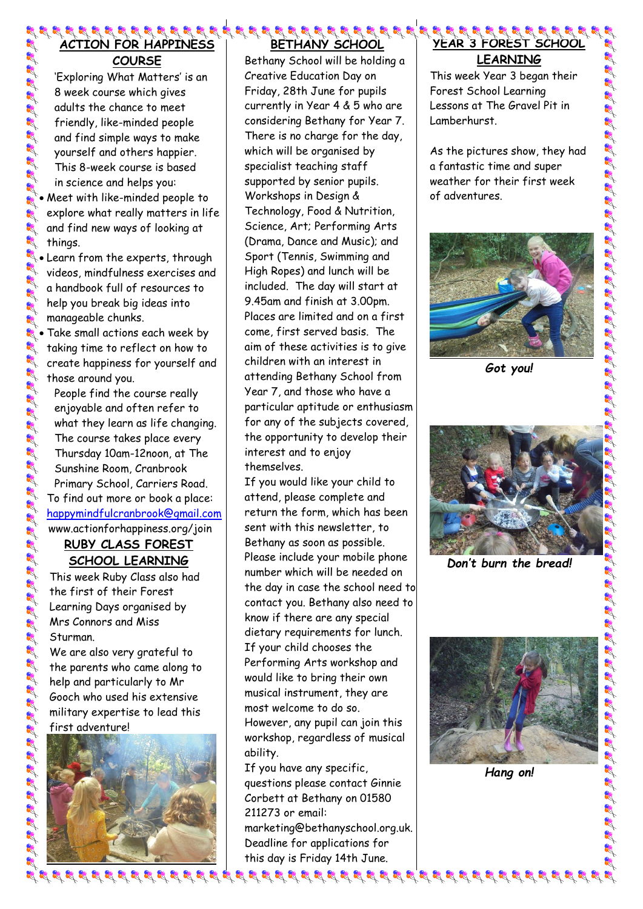## ACTION FOR HAPPINESS COURSE

'Exploring What Matters' is an 8 week course which gives adults the chance to meet friendly, like-minded people and find simple ways to make yourself and others happier. This 8-week course is based in science and helps you:

- Meet with like-minded people to explore what really matters in life and find new ways of looking at things.
- Learn from the experts, through videos, mindfulness exercises and a handbook full of resources to help you break big ideas into manageable chunks.
- Take small actions each week by taking time to reflect on how to create happiness for yourself and those around you.

People find the course really enjoyable and often refer to what they learn as life changing. The course takes place every Thursday 10am-12noon, at The Sunshine Room, Cranbrook Primary School, Carriers Road.

To find out more or book a place: happymindfulcranbrook@gmail.com
www.actionforhappiness.org/join

## RUBY CLASS FOREST SCHOOL LEARNING

This week Ruby Class also had the first of their Forest Learning Days organised by Mrs Connors and Miss Sturman.

We are also very grateful to the parents who came along to help and particularly to Mr Gooch who used his extensive military expertise to lead this first adventure!

## BETHANY SCHOOL

Bethany School will be holding a Creative Education Day on Friday, 28th June for pupils currently in Year 4 & 5 who are considering Bethany for Year 7. There is no charge for the day, which will be organised by specialist teaching staff supported by senior pupils. Workshops in Design & Technology, Food & Nutrition, Science, Art; Performing Arts (Drama, Dance and Music); and Sport (Tennis, Swimming and High Ropes) and lunch will be included. The day will start at 9.45am and finish at 3.00pm. Places are limited and on a first come, first served basis. The aim of these activities is to give children with an interest in attending Bethany School from Year 7, and those who have a particular aptitude or enthusiasm for any of the subjects covered, the opportunity to develop their interest and to enjoy themselves.

If you would like your child to attend, please complete and return the form, which has been sent with this newsletter, to Bethany as soon as possible. Please include your mobile phone number which will be needed on the day in case the school need to contact you. Bethany also need to know if there are any special dietary requirements for lunch.

If your child chooses the Performing Arts workshop and would like to bring their own musical instrument, they are most welcome to do so. However, any pupil can join this workshop, regardless of musical ability.

If you have any specific, questions please contact Ginnie Corbett at Bethany on 01580 211273 or email: marketing@bethanyschool.org.uk.

Deadline for applications for this day is Friday 14th June.

## YEAR 3 FOREST SCHOOL LEARNING

This week Year 3 began their Forest School Learning Lessons at The Gravel Pit in Lamberhurst.

As the pictures show, they had a fantastic time and super weather for their first week of adventures.

***Got you!***

***Don't burn the bread!***

***Hang on!***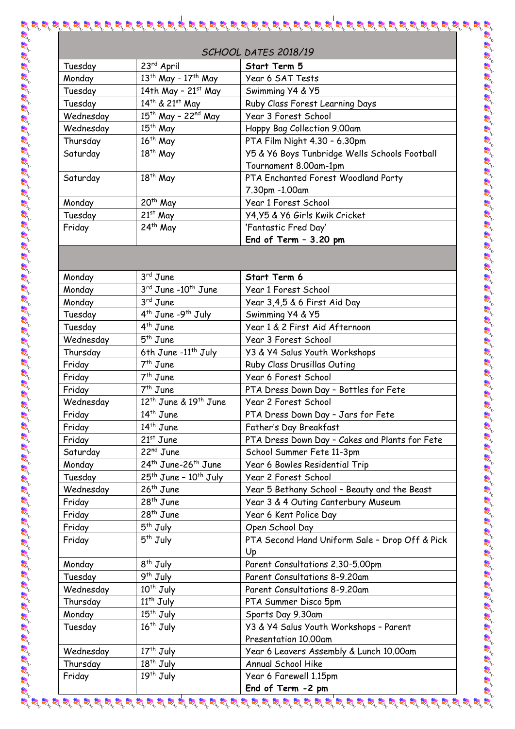*SCHOOL DATES 2018/19*

| | | |
|---|---|---|
| Tuesday | 23rd April | **Start Term 5** |
| Monday | 13th May - 17th May | Year 6 SAT Tests |
| Tuesday | 14th May – 21st May | Swimming Y4 & Y5 |
| Tuesday | 14th & 21st May | Ruby Class Forest Learning Days |
| Wednesday | 15th May – 22nd May | Year 3 Forest School |
| Wednesday | 15th May | Happy Bag Collection 9.00am |
| Thursday | 16th May | PTA Film Night 4.30 – 6.30pm |
| Saturday | 18th May | Y5 & Y6 Boys Tunbridge Wells Schools Football Tournament 8.00am-1pm |
| Saturday | 18th May | PTA Enchanted Forest Woodland Party 7.30pm -1.00am |
| Monday | 20th May | Year 1 Forest School |
| Tuesday | 21st May | Y4,Y5 & Y6 Girls Kwik Cricket |
| Friday | 24th May | 'Fantastic Fred Day' **End of Term – 3.20 pm** |
| | | |
| Monday | 3rd June | **Start Term 6** |
| Monday | 3rd June -10th June | Year 1 Forest School |
| Monday | 3rd June | Year 3,4,5 & 6 First Aid Day |
| Tuesday | 4th June -9th July | Swimming Y4 & Y5 |
| Tuesday | 4th June | Year 1 & 2 First Aid Afternoon |
| Wednesday | 5th June | Year 3 Forest School |
| Thursday | 6th June -11th July | Y3 & Y4 Salus Youth Workshops |
| Friday | 7th June | Ruby Class Drusillas Outing |
| Friday | 7th June | Year 6 Forest School |
| Friday | 7th June | PTA Dress Down Day – Bottles for Fete |
| Wednesday | 12th June & 19th June | Year 2 Forest School |
| Friday | 14th June | PTA Dress Down Day – Jars for Fete |
| Friday | 14th June | Father's Day Breakfast |
| Friday | 21st June | PTA Dress Down Day – Cakes and Plants for Fete |
| Saturday | 22nd June | School Summer Fete 11-3pm |
| Monday | 24th June-26th June | Year 6 Bowles Residential Trip |
| Tuesday | 25th June – 10th July | Year 2 Forest School |
| Wednesday | 26th June | Year 5 Bethany School – Beauty and the Beast |
| Friday | 28th June | Year 3 & 4 Outing Canterbury Museum |
| Friday | 28th June | Year 6 Kent Police Day |
| Friday | 5th July | Open School Day |
| Friday | 5th July | PTA Second Hand Uniform Sale – Drop Off & Pick Up |
| Monday | 8th July | Parent Consultations 2.30-5.00pm |
| Tuesday | 9th July | Parent Consultations 8-9.20am |
| Wednesday | 10th July | Parent Consultations 8-9.20am |
| Thursday | 11th July | PTA Summer Disco 5pm |
| Monday | 15th July | Sports Day 9.30am |
| Tuesday | 16th July | Y3 & Y4 Salus Youth Workshops – Parent Presentation 10.00am |
| Wednesday | 17th July | Year 6 Leavers Assembly & Lunch 10.00am |
| Thursday | 18th July | Annual School Hike |
| Friday | 19th July | Year 6 Farewell 1.15pm **End of Term -2 pm** |